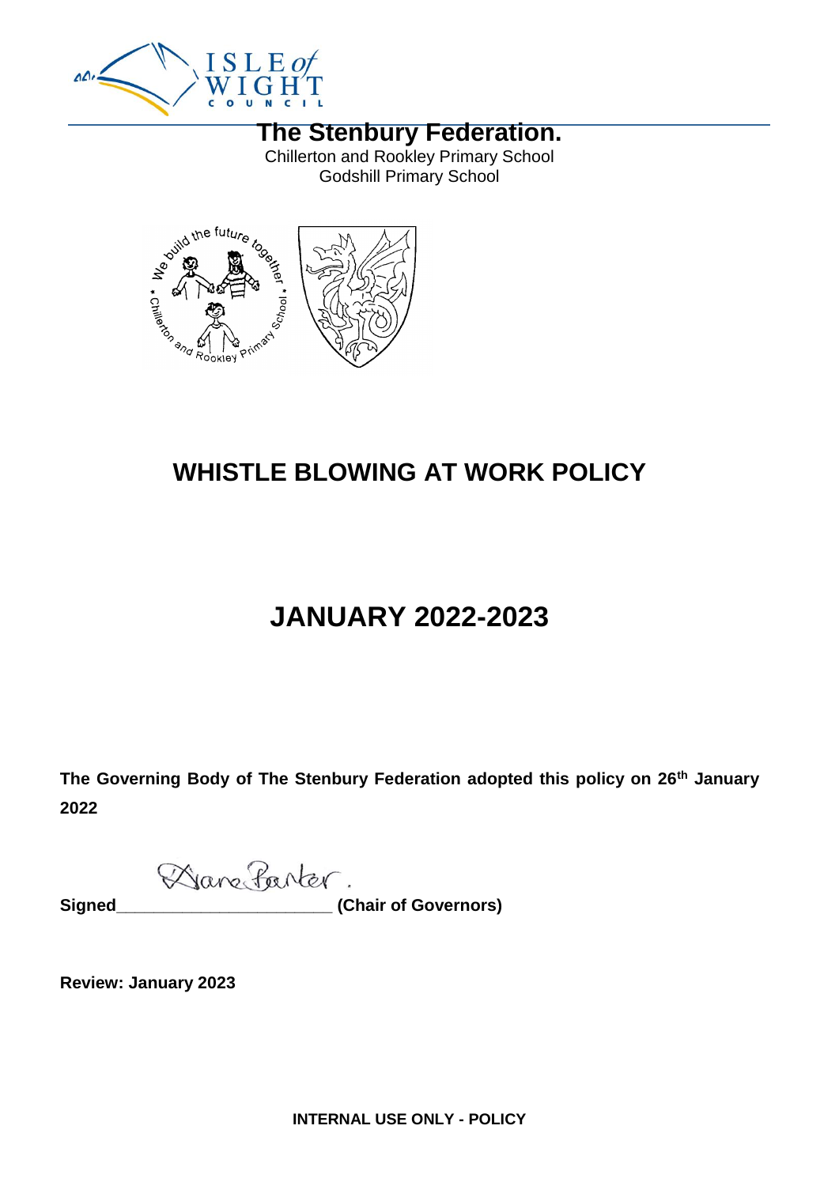# The Stenbury Federation.

Chillerton and Rookley Primary School
Godshill Primary School

# WHISTLE BLOWING AT WORK POLICY

# JANUARY 2022-2023

**The Governing Body of The Stenbury Federation adopted this policy on 26th January 2022**

**Signed** Diane Parker **(Chair of Governors)**

**Review: January 2023**

**INTERNAL USE ONLY - POLICY**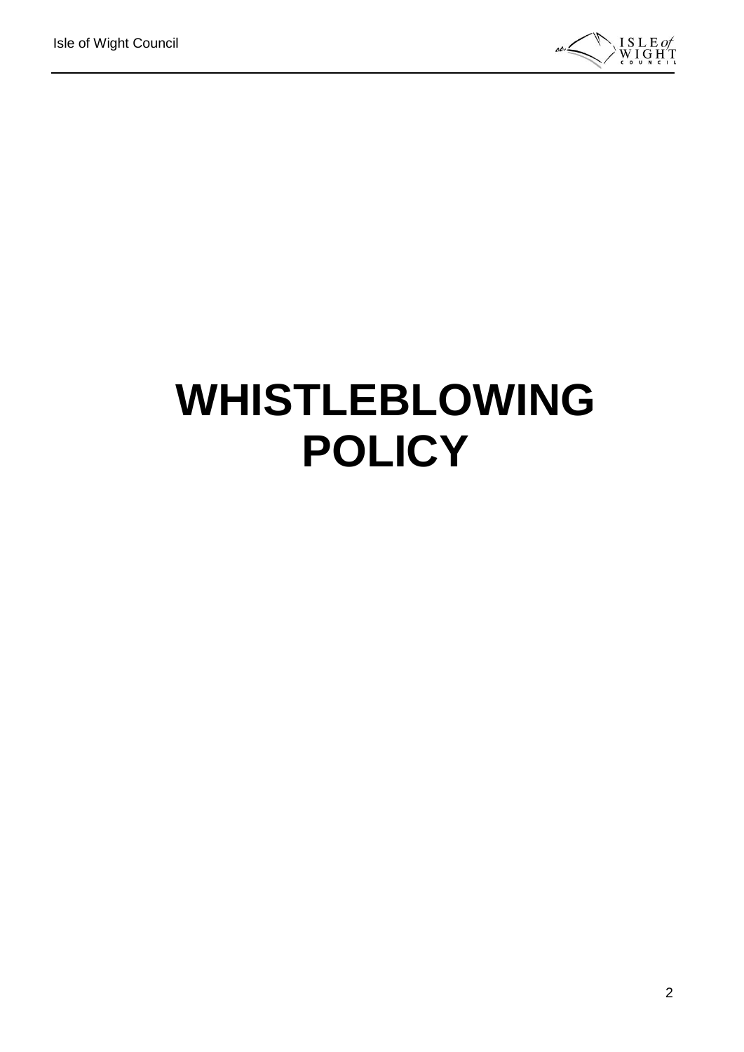# WHISTLEBLOWING POLICY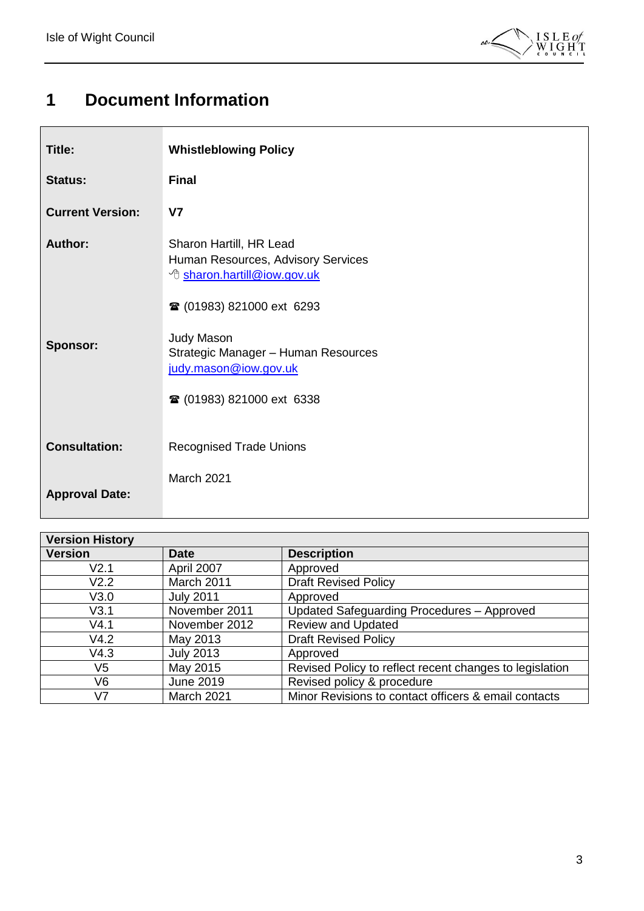# 1 Document Information

| | |
|---|---|
| **Title:** | **Whistleblowing Policy** |
| **Status:** | **Final** |
| **Current Version:** | **V7** |
| **Author:** | Sharon Hartill, HR Lead<br>Human Resources, Advisory Services<br>sharon.hartill@iow.gov.uk<br><br>☎ (01983) 821000 ext 6293 |
| **Sponsor:** | Judy Mason<br>Strategic Manager – Human Resources<br>judy.mason@iow.gov.uk<br><br>☎ (01983) 821000 ext 6338 |
| **Consultation:** | Recognised Trade Unions |
| **Approval Date:** | March 2021 |

| **Version History** | | |
|---|---|---|
| **Version** | **Date** | **Description** |
| V2.1 | April 2007 | Approved |
| V2.2 | March 2011 | Draft Revised Policy |
| V3.0 | July 2011 | Approved |
| V3.1 | November 2011 | Updated Safeguarding Procedures – Approved |
| V4.1 | November 2012 | Review and Updated |
| V4.2 | May 2013 | Draft Revised Policy |
| V4.3 | July 2013 | Approved |
| V5 | May 2015 | Revised Policy to reflect recent changes to legislation |
| V6 | June 2019 | Revised policy & procedure |
| V7 | March 2021 | Minor Revisions to contact officers & email contacts |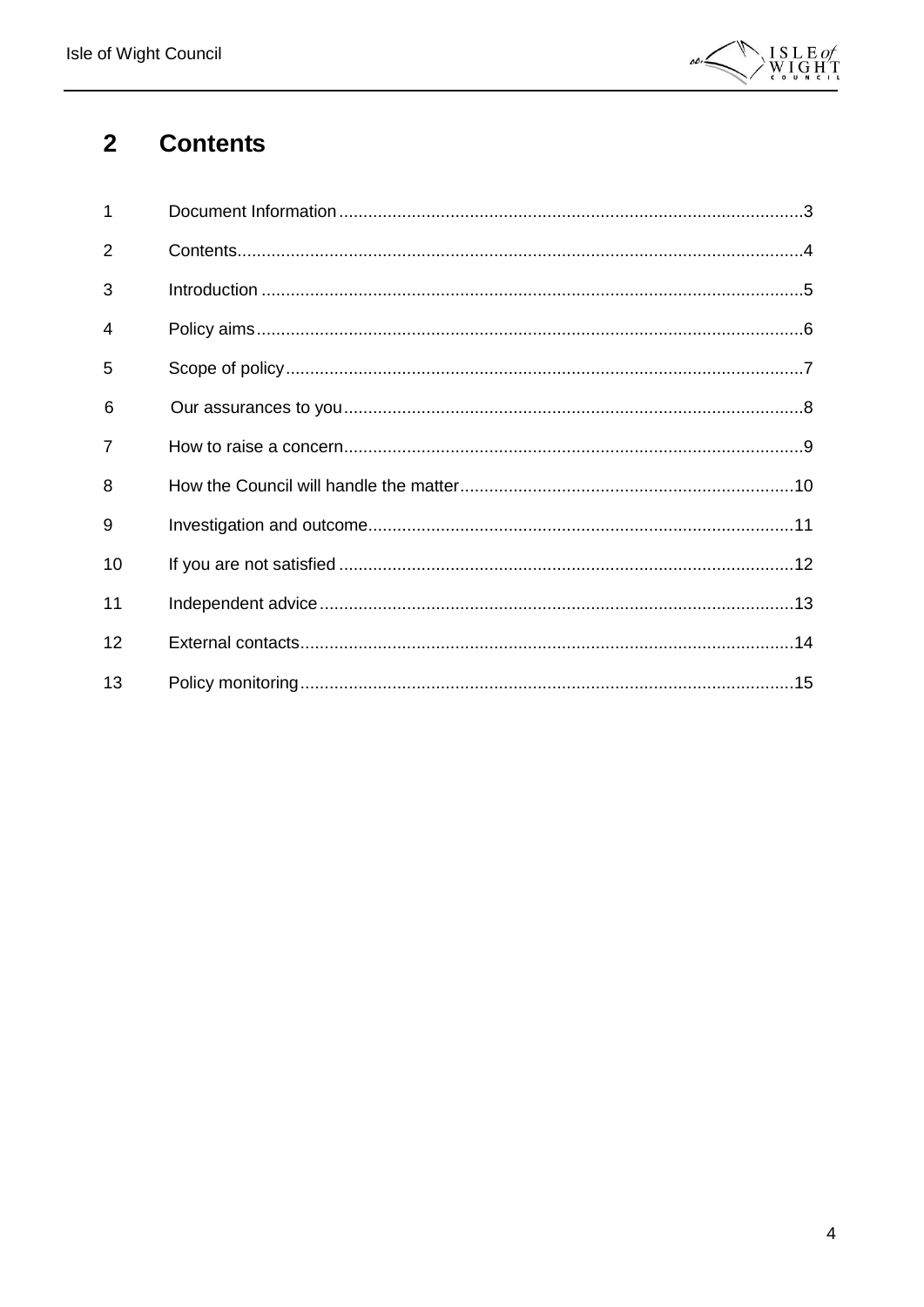# 2 Contents

| | | |
|---|---|---|
| 1 | Document Information | 3 |
| 2 | Contents | 4 |
| 3 | Introduction | 5 |
| 4 | Policy aims | 6 |
| 5 | Scope of policy | 7 |
| 6 | Our assurances to you | 8 |
| 7 | How to raise a concern | 9 |
| 8 | How the Council will handle the matter | 10 |
| 9 | Investigation and outcome | 11 |
| 10 | If you are not satisfied | 12 |
| 11 | Independent advice | 13 |
| 12 | External contacts | 14 |
| 13 | Policy monitoring | 15 |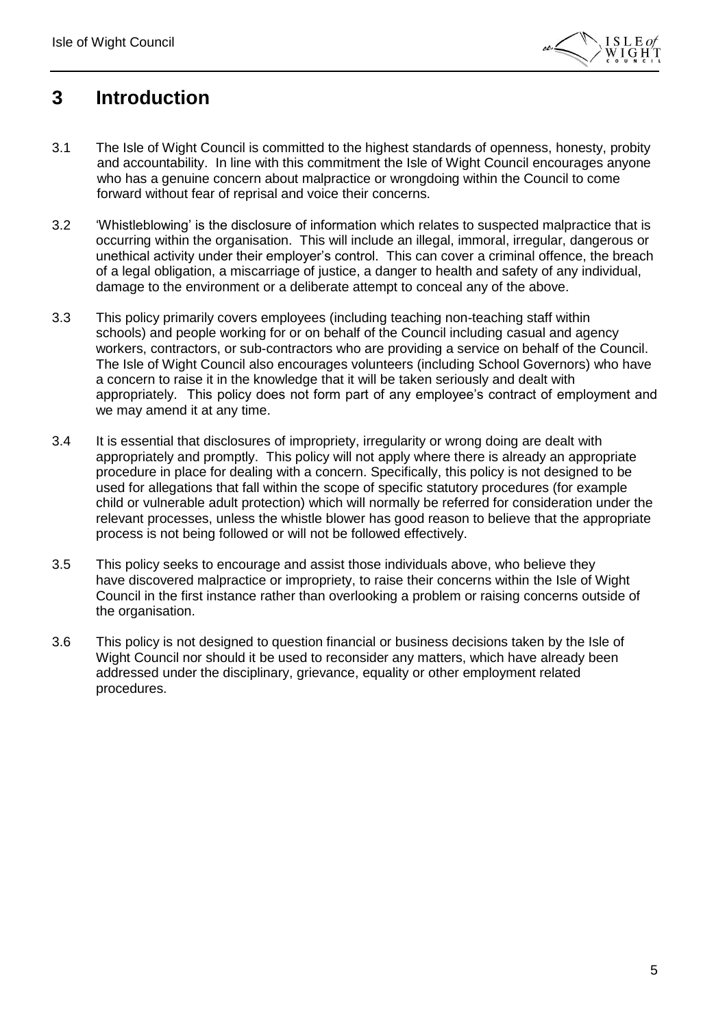# 3 Introduction

3.1 The Isle of Wight Council is committed to the highest standards of openness, honesty, probity and accountability. In line with this commitment the Isle of Wight Council encourages anyone who has a genuine concern about malpractice or wrongdoing within the Council to come forward without fear of reprisal and voice their concerns.

3.2 'Whistleblowing' is the disclosure of information which relates to suspected malpractice that is occurring within the organisation. This will include an illegal, immoral, irregular, dangerous or unethical activity under their employer's control. This can cover a criminal offence, the breach of a legal obligation, a miscarriage of justice, a danger to health and safety of any individual, damage to the environment or a deliberate attempt to conceal any of the above.

3.3 This policy primarily covers employees (including teaching non-teaching staff within schools) and people working for or on behalf of the Council including casual and agency workers, contractors, or sub-contractors who are providing a service on behalf of the Council. The Isle of Wight Council also encourages volunteers (including School Governors) who have a concern to raise it in the knowledge that it will be taken seriously and dealt with appropriately. This policy does not form part of any employee's contract of employment and we may amend it at any time.

3.4 It is essential that disclosures of impropriety, irregularity or wrong doing are dealt with appropriately and promptly. This policy will not apply where there is already an appropriate procedure in place for dealing with a concern. Specifically, this policy is not designed to be used for allegations that fall within the scope of specific statutory procedures (for example child or vulnerable adult protection) which will normally be referred for consideration under the relevant processes, unless the whistle blower has good reason to believe that the appropriate process is not being followed or will not be followed effectively.

3.5 This policy seeks to encourage and assist those individuals above, who believe they have discovered malpractice or impropriety, to raise their concerns within the Isle of Wight Council in the first instance rather than overlooking a problem or raising concerns outside of the organisation.

3.6 This policy is not designed to question financial or business decisions taken by the Isle of Wight Council nor should it be used to reconsider any matters, which have already been addressed under the disciplinary, grievance, equality or other employment related procedures.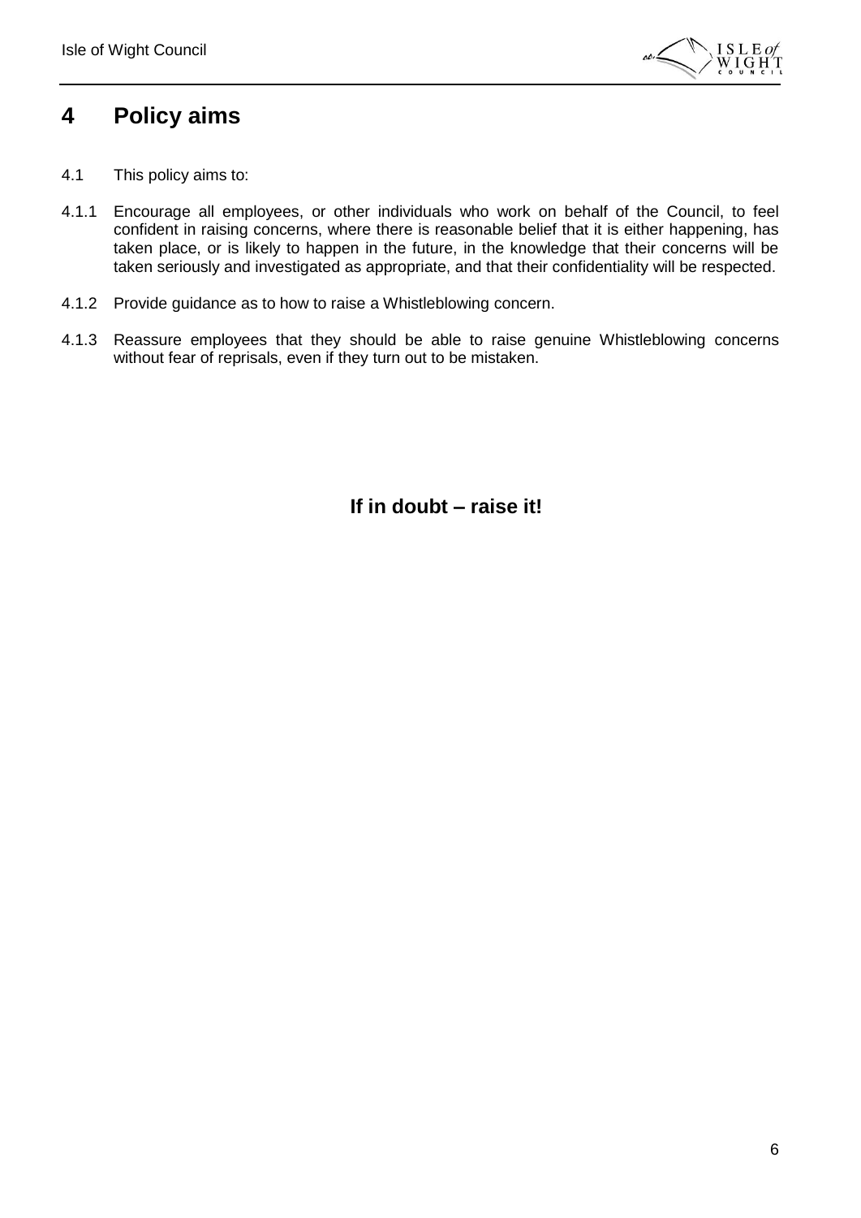# 4 Policy aims

4.1 This policy aims to:

4.1.1 Encourage all employees, or other individuals who work on behalf of the Council, to feel confident in raising concerns, where there is reasonable belief that it is either happening, has taken place, or is likely to happen in the future, in the knowledge that their concerns will be taken seriously and investigated as appropriate, and that their confidentiality will be respected.

4.1.2 Provide guidance as to how to raise a Whistleblowing concern.

4.1.3 Reassure employees that they should be able to raise genuine Whistleblowing concerns without fear of reprisals, even if they turn out to be mistaken.

**If in doubt – raise it!**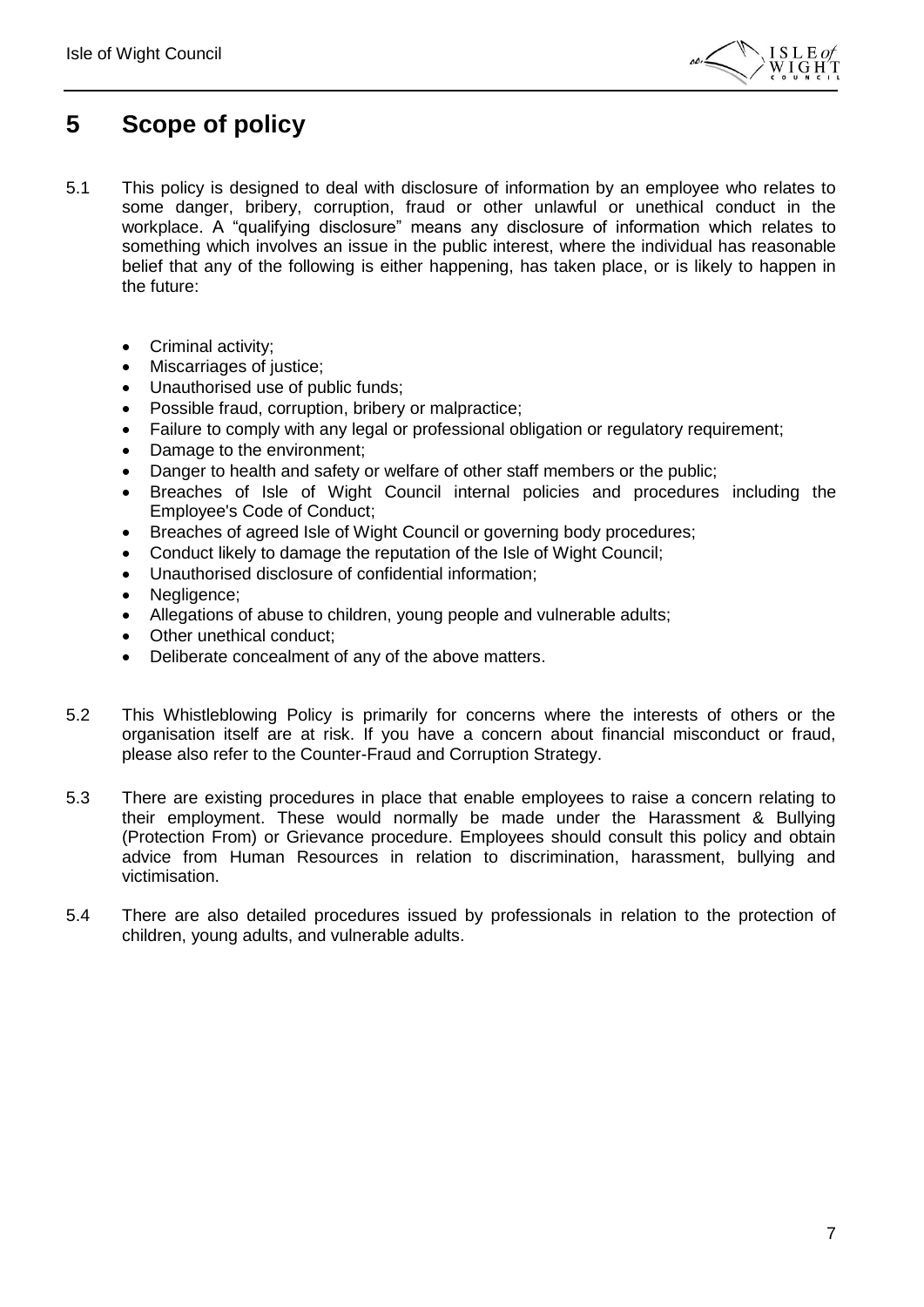# 5 Scope of policy

5.1 This policy is designed to deal with disclosure of information by an employee who relates to some danger, bribery, corruption, fraud or other unlawful or unethical conduct in the workplace. A "qualifying disclosure" means any disclosure of information which relates to something which involves an issue in the public interest, where the individual has reasonable belief that any of the following is either happening, has taken place, or is likely to happen in the future:

- Criminal activity;
- Miscarriages of justice;
- Unauthorised use of public funds;
- Possible fraud, corruption, bribery or malpractice;
- Failure to comply with any legal or professional obligation or regulatory requirement;
- Damage to the environment;
- Danger to health and safety or welfare of other staff members or the public;
- Breaches of Isle of Wight Council internal policies and procedures including the Employee's Code of Conduct;
- Breaches of agreed Isle of Wight Council or governing body procedures;
- Conduct likely to damage the reputation of the Isle of Wight Council;
- Unauthorised disclosure of confidential information;
- Negligence;
- Allegations of abuse to children, young people and vulnerable adults;
- Other unethical conduct;
- Deliberate concealment of any of the above matters.

5.2 This Whistleblowing Policy is primarily for concerns where the interests of others or the organisation itself are at risk. If you have a concern about financial misconduct or fraud, please also refer to the Counter-Fraud and Corruption Strategy.

5.3 There are existing procedures in place that enable employees to raise a concern relating to their employment. These would normally be made under the Harassment & Bullying (Protection From) or Grievance procedure. Employees should consult this policy and obtain advice from Human Resources in relation to discrimination, harassment, bullying and victimisation.

5.4 There are also detailed procedures issued by professionals in relation to the protection of children, young adults, and vulnerable adults.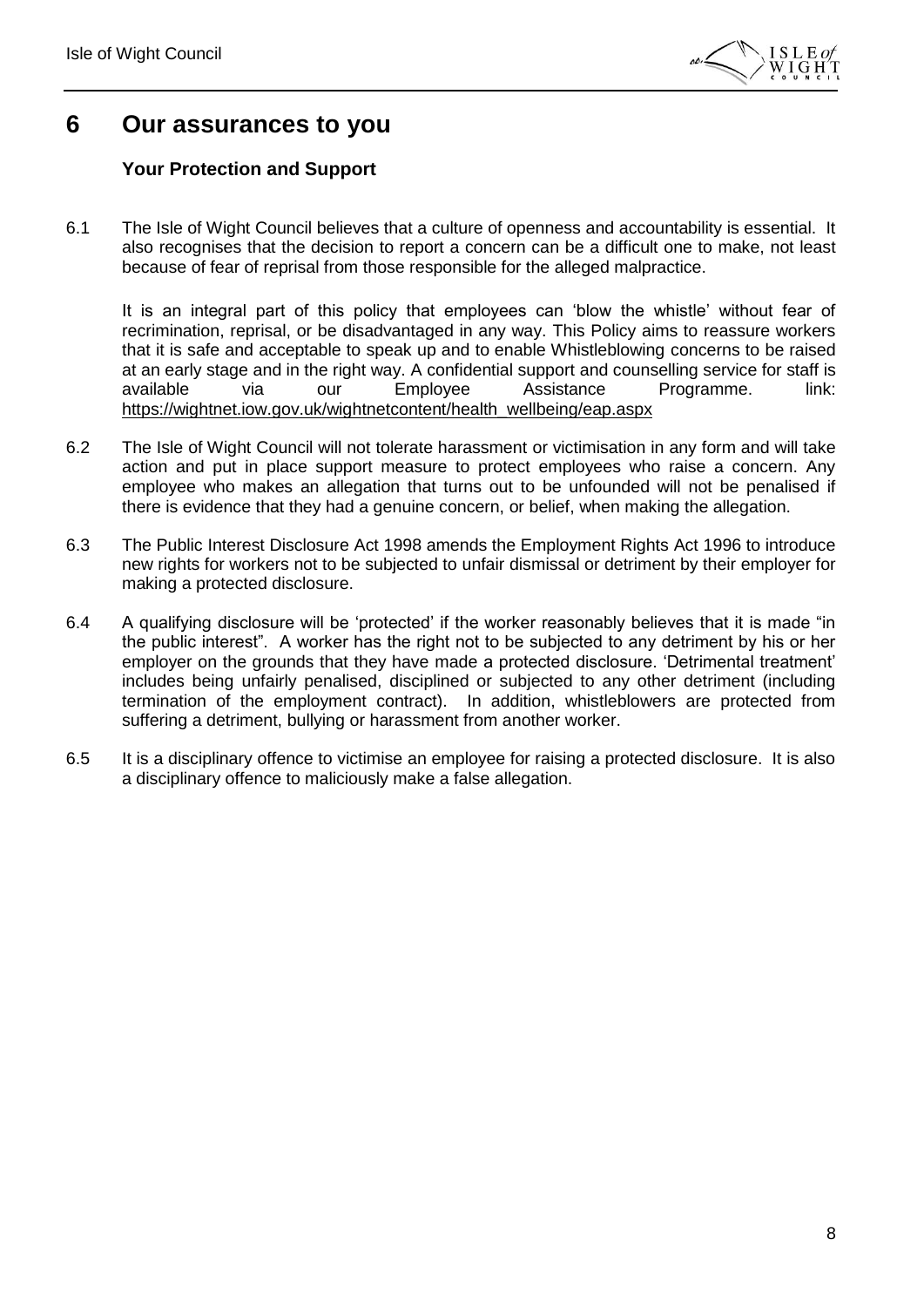# 6 Our assurances to you

### Your Protection and Support

6.1 The Isle of Wight Council believes that a culture of openness and accountability is essential. It also recognises that the decision to report a concern can be a difficult one to make, not least because of fear of reprisal from those responsible for the alleged malpractice.

It is an integral part of this policy that employees can 'blow the whistle' without fear of recrimination, reprisal, or be disadvantaged in any way. This Policy aims to reassure workers that it is safe and acceptable to speak up and to enable Whistleblowing concerns to be raised at an early stage and in the right way. A confidential support and counselling service for staff is available via our Employee Assistance Programme. link: https://wightnet.iow.gov.uk/wightnetcontent/health_wellbeing/eap.aspx

6.2 The Isle of Wight Council will not tolerate harassment or victimisation in any form and will take action and put in place support measure to protect employees who raise a concern. Any employee who makes an allegation that turns out to be unfounded will not be penalised if there is evidence that they had a genuine concern, or belief, when making the allegation.

6.3 The Public Interest Disclosure Act 1998 amends the Employment Rights Act 1996 to introduce new rights for workers not to be subjected to unfair dismissal or detriment by their employer for making a protected disclosure.

6.4 A qualifying disclosure will be 'protected' if the worker reasonably believes that it is made "in the public interest". A worker has the right not to be subjected to any detriment by his or her employer on the grounds that they have made a protected disclosure. 'Detrimental treatment' includes being unfairly penalised, disciplined or subjected to any other detriment (including termination of the employment contract). In addition, whistleblowers are protected from suffering a detriment, bullying or harassment from another worker.

6.5 It is a disciplinary offence to victimise an employee for raising a protected disclosure. It is also a disciplinary offence to maliciously make a false allegation.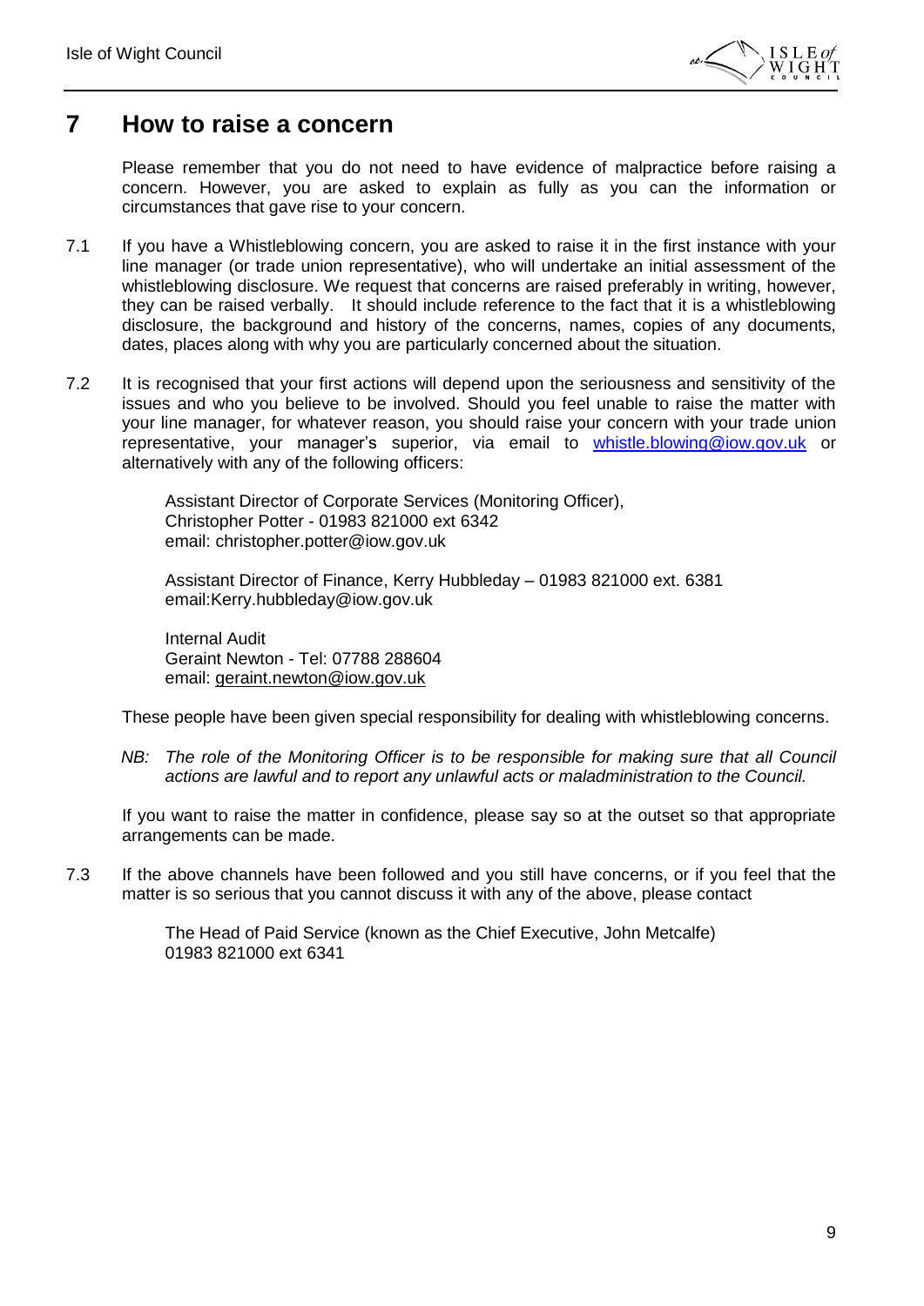# 7 How to raise a concern

Please remember that you do not need to have evidence of malpractice before raising a concern. However, you are asked to explain as fully as you can the information or circumstances that gave rise to your concern.

7.1 If you have a Whistleblowing concern, you are asked to raise it in the first instance with your line manager (or trade union representative), who will undertake an initial assessment of the whistleblowing disclosure. We request that concerns are raised preferably in writing, however, they can be raised verbally. It should include reference to the fact that it is a whistleblowing disclosure, the background and history of the concerns, names, copies of any documents, dates, places along with why you are particularly concerned about the situation.

7.2 It is recognised that your first actions will depend upon the seriousness and sensitivity of the issues and who you believe to be involved. Should you feel unable to raise the matter with your line manager, for whatever reason, you should raise your concern with your trade union representative, your manager's superior, via email to whistle.blowing@iow.gov.uk or alternatively with any of the following officers:

Assistant Director of Corporate Services (Monitoring Officer),
Christopher Potter - 01983 821000 ext 6342
email: christopher.potter@iow.gov.uk

Assistant Director of Finance, Kerry Hubbleday – 01983 821000 ext. 6381
email:Kerry.hubbleday@iow.gov.uk

Internal Audit
Geraint Newton - Tel: 07788 288604
email: geraint.newton@iow.gov.uk

These people have been given special responsibility for dealing with whistleblowing concerns.

*NB: The role of the Monitoring Officer is to be responsible for making sure that all Council actions are lawful and to report any unlawful acts or maladministration to the Council.*

If you want to raise the matter in confidence, please say so at the outset so that appropriate arrangements can be made.

7.3 If the above channels have been followed and you still have concerns, or if you feel that the matter is so serious that you cannot discuss it with any of the above, please contact

The Head of Paid Service (known as the Chief Executive, John Metcalfe)
01983 821000 ext 6341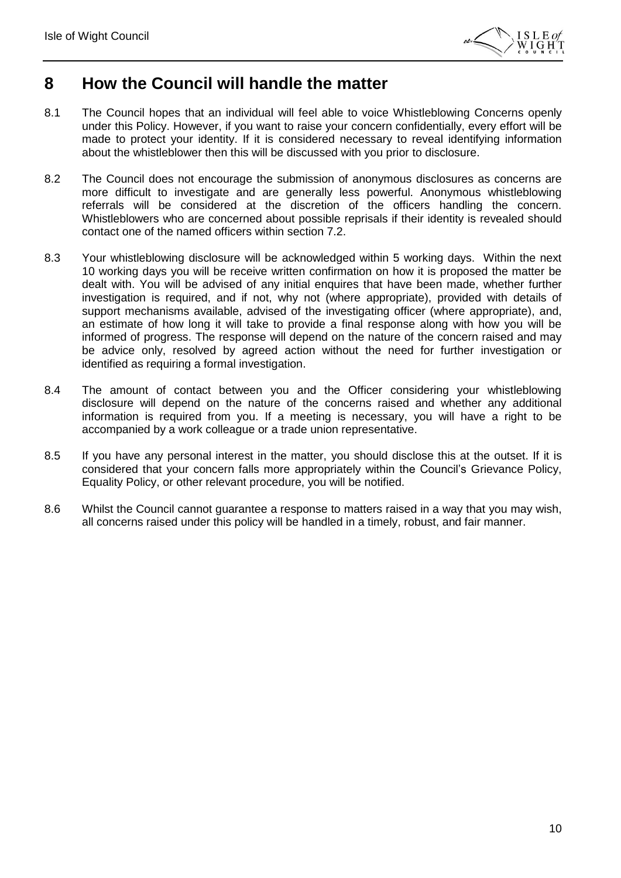# 8 How the Council will handle the matter

8.1 The Council hopes that an individual will feel able to voice Whistleblowing Concerns openly under this Policy. However, if you want to raise your concern confidentially, every effort will be made to protect your identity. If it is considered necessary to reveal identifying information about the whistleblower then this will be discussed with you prior to disclosure.

8.2 The Council does not encourage the submission of anonymous disclosures as concerns are more difficult to investigate and are generally less powerful. Anonymous whistleblowing referrals will be considered at the discretion of the officers handling the concern. Whistleblowers who are concerned about possible reprisals if their identity is revealed should contact one of the named officers within section 7.2.

8.3 Your whistleblowing disclosure will be acknowledged within 5 working days. Within the next 10 working days you will be receive written confirmation on how it is proposed the matter be dealt with. You will be advised of any initial enquires that have been made, whether further investigation is required, and if not, why not (where appropriate), provided with details of support mechanisms available, advised of the investigating officer (where appropriate), and, an estimate of how long it will take to provide a final response along with how you will be informed of progress. The response will depend on the nature of the concern raised and may be advice only, resolved by agreed action without the need for further investigation or identified as requiring a formal investigation.

8.4 The amount of contact between you and the Officer considering your whistleblowing disclosure will depend on the nature of the concerns raised and whether any additional information is required from you. If a meeting is necessary, you will have a right to be accompanied by a work colleague or a trade union representative.

8.5 If you have any personal interest in the matter, you should disclose this at the outset. If it is considered that your concern falls more appropriately within the Council's Grievance Policy, Equality Policy, or other relevant procedure, you will be notified.

8.6 Whilst the Council cannot guarantee a response to matters raised in a way that you may wish, all concerns raised under this policy will be handled in a timely, robust, and fair manner.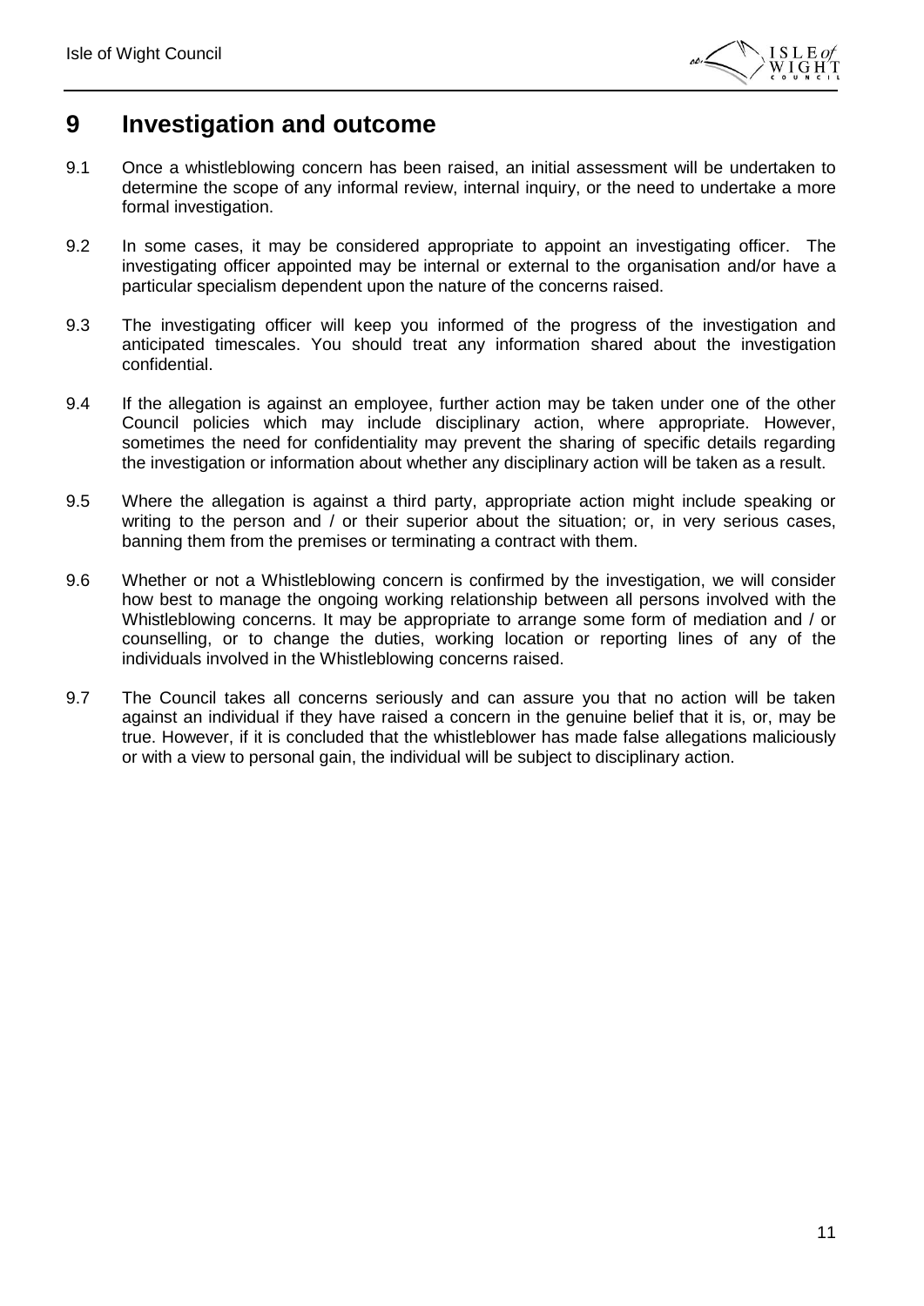# 9 Investigation and outcome

9.1 Once a whistleblowing concern has been raised, an initial assessment will be undertaken to determine the scope of any informal review, internal inquiry, or the need to undertake a more formal investigation.

9.2 In some cases, it may be considered appropriate to appoint an investigating officer. The investigating officer appointed may be internal or external to the organisation and/or have a particular specialism dependent upon the nature of the concerns raised.

9.3 The investigating officer will keep you informed of the progress of the investigation and anticipated timescales. You should treat any information shared about the investigation confidential.

9.4 If the allegation is against an employee, further action may be taken under one of the other Council policies which may include disciplinary action, where appropriate. However, sometimes the need for confidentiality may prevent the sharing of specific details regarding the investigation or information about whether any disciplinary action will be taken as a result.

9.5 Where the allegation is against a third party, appropriate action might include speaking or writing to the person and / or their superior about the situation; or, in very serious cases, banning them from the premises or terminating a contract with them.

9.6 Whether or not a Whistleblowing concern is confirmed by the investigation, we will consider how best to manage the ongoing working relationship between all persons involved with the Whistleblowing concerns. It may be appropriate to arrange some form of mediation and / or counselling, or to change the duties, working location or reporting lines of any of the individuals involved in the Whistleblowing concerns raised.

9.7 The Council takes all concerns seriously and can assure you that no action will be taken against an individual if they have raised a concern in the genuine belief that it is, or, may be true. However, if it is concluded that the whistleblower has made false allegations maliciously or with a view to personal gain, the individual will be subject to disciplinary action.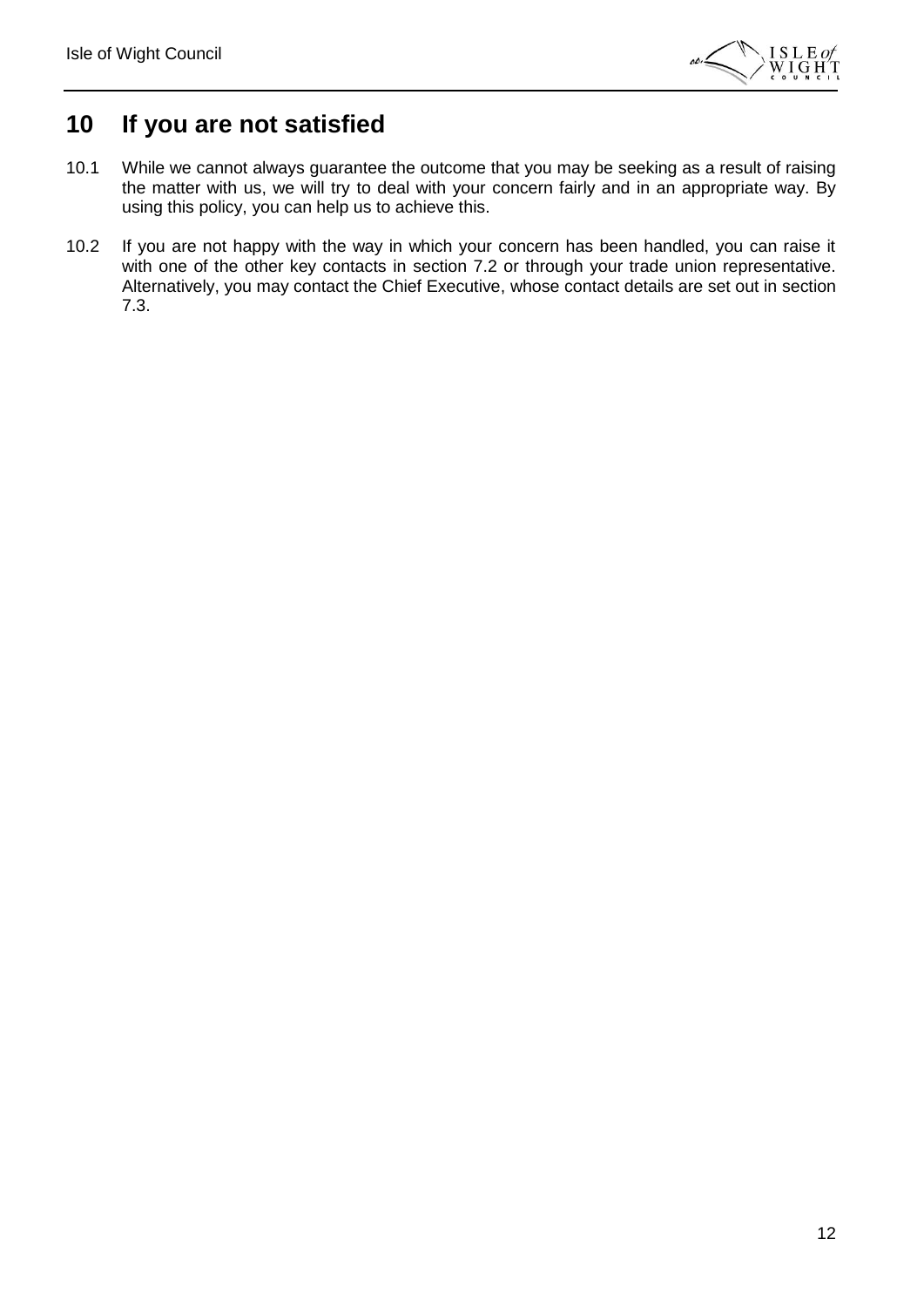# 10 If you are not satisfied

10.1 While we cannot always guarantee the outcome that you may be seeking as a result of raising the matter with us, we will try to deal with your concern fairly and in an appropriate way. By using this policy, you can help us to achieve this.

10.2 If you are not happy with the way in which your concern has been handled, you can raise it with one of the other key contacts in section 7.2 or through your trade union representative. Alternatively, you may contact the Chief Executive, whose contact details are set out in section 7.3.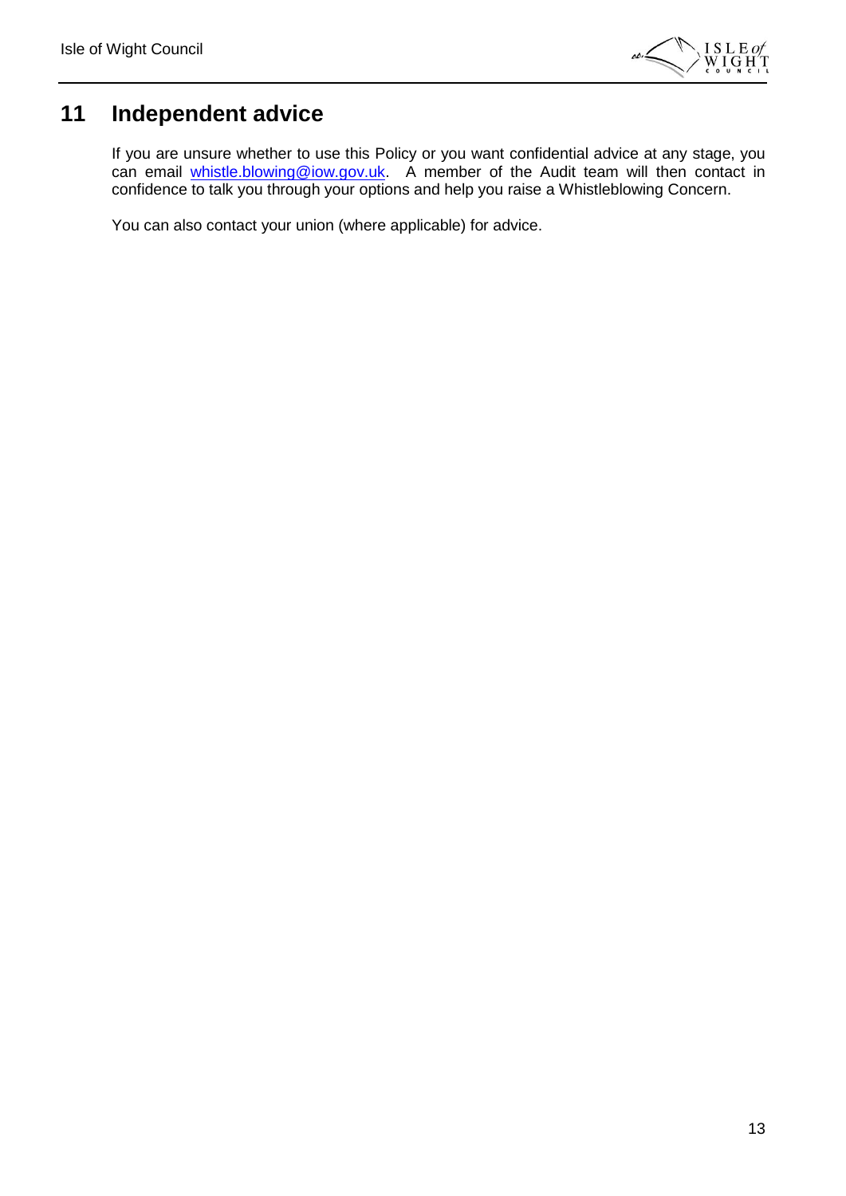## 11 Independent advice

If you are unsure whether to use this Policy or you want confidential advice at any stage, you can email [whistle.blowing@iow.gov.uk](mailto:whistle.blowing@iow.gov.uk). A member of the Audit team will then contact in confidence to talk you through your options and help you raise a Whistleblowing Concern.

You can also contact your union (where applicable) for advice.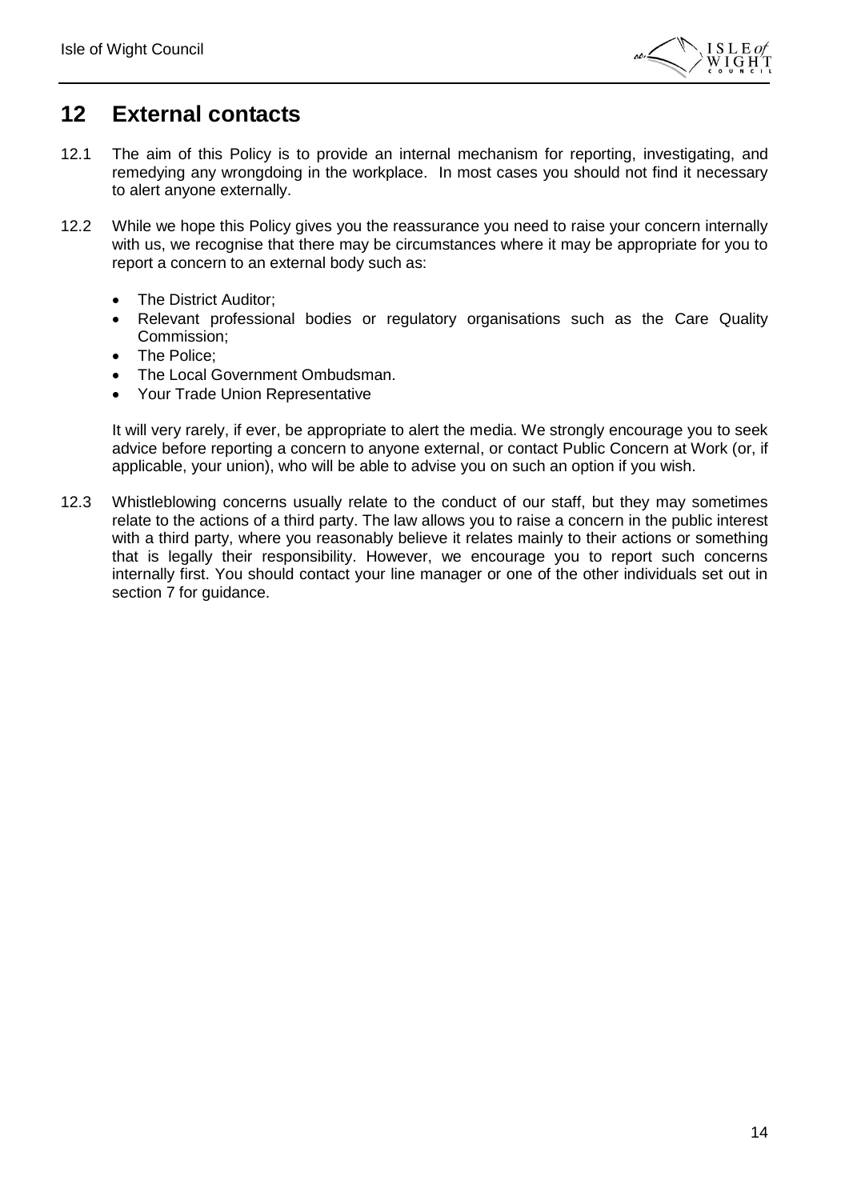## 12 External contacts

12.1 The aim of this Policy is to provide an internal mechanism for reporting, investigating, and remedying any wrongdoing in the workplace. In most cases you should not find it necessary to alert anyone externally.

12.2 While we hope this Policy gives you the reassurance you need to raise your concern internally with us, we recognise that there may be circumstances where it may be appropriate for you to report a concern to an external body such as:

- The District Auditor;
- Relevant professional bodies or regulatory organisations such as the Care Quality Commission;
- The Police;
- The Local Government Ombudsman.
- Your Trade Union Representative

It will very rarely, if ever, be appropriate to alert the media. We strongly encourage you to seek advice before reporting a concern to anyone external, or contact Public Concern at Work (or, if applicable, your union), who will be able to advise you on such an option if you wish.

12.3 Whistleblowing concerns usually relate to the conduct of our staff, but they may sometimes relate to the actions of a third party. The law allows you to raise a concern in the public interest with a third party, where you reasonably believe it relates mainly to their actions or something that is legally their responsibility. However, we encourage you to report such concerns internally first. You should contact your line manager or one of the other individuals set out in section 7 for guidance.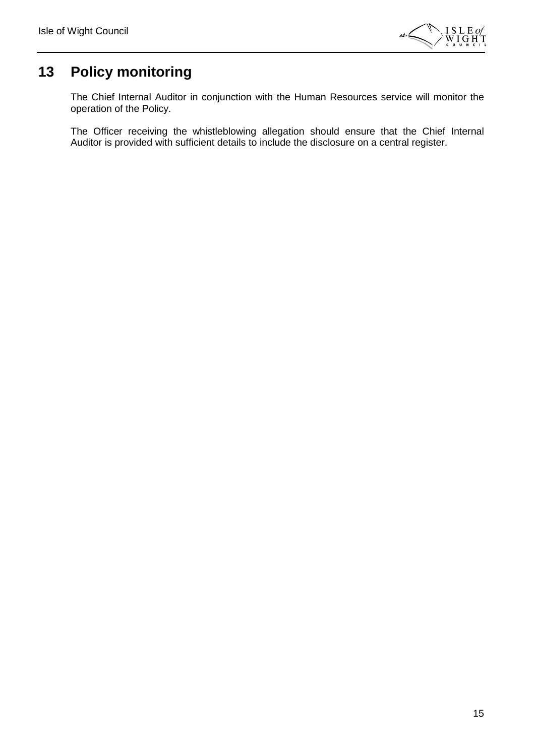## 13 Policy monitoring

The Chief Internal Auditor in conjunction with the Human Resources service will monitor the operation of the Policy.

The Officer receiving the whistleblowing allegation should ensure that the Chief Internal Auditor is provided with sufficient details to include the disclosure on a central register.